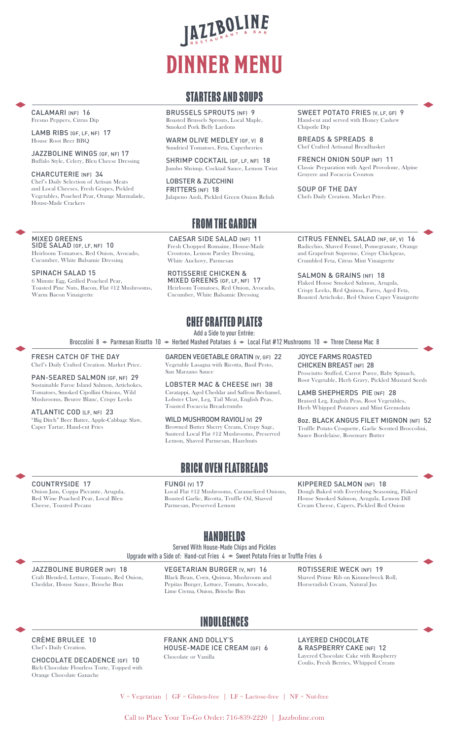# JAZZBOLINE RESTAURANT & BAR

# DINNER MENU

## STARTERS AND SOUPS

**CALAMARI (NF) 16**
Fresno Peppers, Citrus Dip

**LAMB RIBS (GF, LF, NF) 17**
House Root Beer BBQ

**JAZZBOLINE WINGS (GF, NF) 17**
Buffalo Style, Celery, Bleu Cheese Dressing

**CHARCUTERIE (NF) 34**
Chef's Daily Selection of Artisan Meats and Local Cheeses, Fresh Grapes, Pickled Vegetables, Poached Pear, Orange Marmalade, House-Made Crackers

**BRUSSELS SPROUTS (NF) 9**
Roasted Brussels Sprouts, Local Maple, Smoked Pork Belly Lardons

**WARM OLIVE MEDLEY (GF, V) 8**
Sundried Tomatoes, Feta, Caperberries

**SHRIMP COCKTAIL (GF, LF, NF) 18**
Jumbo Shrimp, Cocktail Sauce, Lemon Twist

**LOBSTER & ZUCCHINI FRITTERS (NF) 18**
Jalapeno Aioli, Pickled Green Onion Relish

**SWEET POTATO FRIES (V, LF, GF) 9**
Hand-cut and served with Honey Cashew Chipotle Dip

**BREADS & SPREADS 8**
Chef Crafted Artisanal Breadbasket

**FRENCH ONION SOUP (NF) 11**
Classic Preparation with Aged Provolone, Alpine Gruyere and Focaccia Crouton

**SOUP OF THE DAY**
Chefs Daily Creation. Market Price.

## FROM THE GARDEN

**MIXED GREENS SIDE SALAD (GF, LF, NF) 10**
Heirloom Tomatoes, Red Onion, Avocado, Cucumber, White Balsamic Dressing

**SPINACH SALAD 15**
6 Minute Egg, Grilled Poached Pear, Toasted Pine Nuts, Bacon, Flat #12 Mushrooms, Warm Bacon Vinaigrette

**CAESAR SIDE SALAD (NF) 11**
Fresh Chopped Romaine, House-Made Croutons, Lemon Parsley Dressing, White Anchovy, Parmesan

**ROTISSERIE CHICKEN & MIXED GREENS (GF, LF, NF) 17**
Heirloom Tomatoes, Red Onion, Avocado, Cucumber, White Balsamic Dressing

**CITRUS FENNEL SALAD (NF, GF, V) 16**
Radicchio, Shaved Fennel, Pomegranate, Orange and Grapefruit Supreme, Crispy Chickpeas, Crumbled Feta, Citrus Mint Vinaigrette

**SALMON & GRAINS (NF) 18**
Flaked House Smoked Salmon, Arugula, Crispy Leeks, Red Quinoa, Farro, Aged Feta, Roasted Artichoke, Red Onion Caper Vinaigrette

## CHEF CRAFTED PLATES

Add a Side to your Entrée:
Broccolini 8 • Parmesan Risotto 10 • Herbed Mashed Potatoes 6 • Local Flat #12 Mushrooms 10 • Three Cheese Mac 8

**FRESH CATCH OF THE DAY**
Chef's Daily Crafted Creation. Market Price.

**PAN-SEARED SALMON (GF, NF) 29**
Sustainable Faroe Island Salmon, Artichokes, Tomatoes, Smoked Cipollini Onions, Wild Mushrooms, Beurre Blanc, Crispy Leeks

**ATLANTIC COD (LF, NF) 23**
"Big Ditch" Beer Batter, Apple-Cabbage Slaw, Caper Tartar, Hand-cut Fries

**GARDEN VEGETABLE GRATIN (V, GF) 22**
Vegetable Lasagna with Ricotta, Basil Pesto, San Marzano Sauce

**LOBSTER MAC & CHEESE (NF) 38**
Cavatappi, Aged Cheddar and Saffron Béchamel, Lobster Claw, Leg, Tail Meat, English Peas, Toasted Focaccia Breadcrumbs

**WILD MUSHROOM RAVIOLI (V) 29**
Browned Butter Sherry Cream, Crispy Sage, Sauteed Local Flat #12 Mushrooms, Preserved Lemon, Shaved Parmesan, Hazelnuts

**JOYCE FARMS ROASTED CHICKEN BREAST (NF) 28**
Prosciutto Stuffed, Carrot Puree, Baby Spinach, Root Vegetable, Herb Gravy, Pickled Mustard Seeds

**LAMB SHEPHERDS PIE (NF) 28**
Braised Leg, English Peas, Root Vegetables, Herb Whipped Potatoes and Mint Gremolata

**8oz. BLACK ANGUS FILET MIGNON (NF) 52**
Truffle Potato Croquette, Garlic Scented Broccolini, Sauce Bordelaise, Rosemary Butter

## BRICK OVEN FLATBREADS

**COUNTRYSIDE 17**
Onion Jam, Coppa Piccante, Arugula, Red Wine Poached Pear, Local Bleu Cheese, Toasted Pecans

**FUNGI (V) 17**
Local Flat #12 Mushrooms, Caramelized Onions, Roasted Garlic, Ricotta, Truffle Oil, Shaved Parmesan, Preserved Lemon

**KIPPERED SALMON (NF) 18**
Dough Baked with Everything Seasoning, Flaked House Smoked Salmon, Arugula, Lemon Dill Cream Cheese, Capers, Pickled Red Onion

## HANDHELDS

Served With House-Made Chips and Pickles
Upgrade with a Side of: Hand-cut Fries 4 • Sweet Potato Fries or Truffle Fries 6

**JAZZBOLINE BURGER (NF) 18**
Craft Blended, Lettuce, Tomato, Red Onion, Cheddar, House Sauce, Brioche Bun

**VEGETARIAN BURGER (V, NF) 16**
Black Bean, Corn, Quinoa, Mushroom and Pepitas Burger, Lettuce, Tomato, Avocado, Lime Crema, Onion, Brioche Bun

**ROTISSERIE WECK (NF) 19**
Shaved Prime Rib on Kimmelweck Roll, Horseradish Cream, Natural Jus

## INDULGENCES

**CRÈME BRULEE 10**
Chef's Daily Creation.

**CHOCOLATE DECADENCE (GF) 10**
Rich Chocolate Flourless Torte, Topped with Orange Chocolate Ganache

**FRANK AND DOLLY'S HOUSE-MADE ICE CREAM (GF) 6**
Chocolate or Vanilla

**LAYERED CHOCOLATE & RASPBERRY CAKE (NF) 12**
Layered Chocolate Cake with Raspberry Coulis, Fresh Berries, Whipped Cream

V = Vegetarian | GF = Gluten-free | LF = Lactose-free | NF = Nut-free

Call to Place Your To-Go Order: 716-839-2220 | Jazzboline.com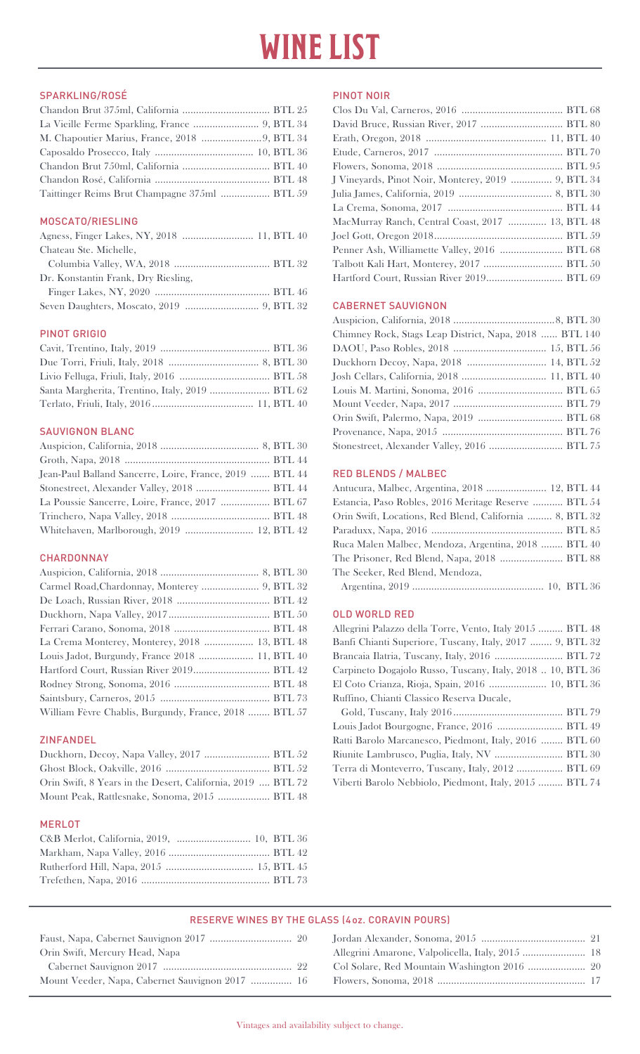# WINE LIST

## SPARKLING/ROSÉ

Chandon Brut 375ml, California ................................ BTL 25
La Vieille Ferme Sparkling, France ........................ 9, BTL 34
M. Chapoutier Marius, France, 2018 ......................9, BTL 34
Caposaldo Prosecco, Italy .................................... 10, BTL 36
Chandon Brut 750ml, California ................................ BTL 40
Chandon Rosé, California .......................................... BTL 48
Taittinger Reims Brut Champagne 375ml .................. BTL 59

## MOSCATO/RIESLING

Agness, Finger Lakes, NY, 2018 .......................... 11, BTL 40
Chateau Ste. Michelle,
Columbia Valley, WA, 2018 .................................. BTL 32
Dr. Konstantin Frank, Dry Riesling,
Finger Lakes, NY, 2020 .......................................... BTL 46
Seven Daughters, Moscato, 2019 ........................... 9, BTL 32

## PINOT GRIGIO

Cavit, Trentino, Italy, 2019 ........................................ BTL 36
Due Torri, Friuli, Italy, 2018 ................................. 8, BTL 30
Livio Felluga, Friuli, Italy, 2016 ................................. BTL 58
Santa Margherita, Trentino, Italy, 2019 ...................... BTL 62
Terlato, Friuli, Italy, 2016..................................... 11, BTL 40

## SAUVIGNON BLANC

Auspicion, California, 2018 .................................... 8, BTL 30
Groth, Napa, 2018 ..................................................... BTL 44
Jean-Paul Balland Sancerre, Loire, France, 2019 ....... BTL 44
Stonestreet, Alexander Valley, 2018 ........................... BTL 44
La Poussie Sancerre, Loire, France, 2017 .................. BTL 67
Trinchero, Napa Valley, 2018 .................................... BTL 48
Whitehaven, Marlborough, 2019 ......................... 12, BTL 42

## CHARDONNAY

Auspicion, California, 2018 .................................... 8, BTL 30
Carmel Road,Chardonnay, Monterey ..................... 9, BTL 32
De Loach, Russian River, 2018 .................................. BTL 42
Duckhorn, Napa Valley, 2017..................................... BTL 50
Ferrari Carano, Sonoma, 2018 ................................... BTL 48
La Crema Monterey, Monterey, 2018 .................. 13, BTL 48
Louis Jadot, Burgundy, France 2018 .................... 11, BTL 40
Hartford Court, Russian River 2019............................ BTL 42
Rodney Strong, Sonoma, 2016 ................................... BTL 48
Saintsbury, Carneros, 2015 ........................................ BTL 73
William Fèvre Chablis, Burgundy, France, 2018 ........ BTL 57

## ZINFANDEL

Duckhorn, Decoy, Napa Valley, 2017 ........................ BTL 52
Ghost Block, Oakville, 2016 ...................................... BTL 52
Orin Swift, 8 Years in the Desert, California, 2019 .... BTL 72
Mount Peak, Rattlesnake, Sonoma, 2015 ................... BTL 48

## MERLOT

C&B Merlot, California, 2019, ........................... 10, BTL 36
Markham, Napa Valley, 2016 ..................................... BTL 42
Rutherford Hill, Napa, 2015 ................................ 15, BTL 45
Trefethen, Napa, 2016 ............................................... BTL 73

## PINOT NOIR

Clos Du Val, Carneros, 2016 ..................................... BTL 68
David Bruce, Russian River, 2017 .............................. BTL 80
Erath, Oregon, 2018 ............................................ 11, BTL 40
Etude, Carneros, 2017 ............................................... BTL 70
Flowers, Sonoma, 2018 .............................................. BTL 95
J Vineyards, Pinot Noir, Monterey, 2019 ............... 9, BTL 34
Julia James, California, 2019 .................................. 8, BTL 30
La Crema, Sonoma, 2017 .......................................... BTL 44
MacMurray Ranch, Central Coast, 2017 .............. 13, BTL 48
Joel Gott, Oregon 2018.............................................. BTL 59
Penner Ash, Williamette Valley, 2016 ....................... BTL 68
Talbott Kali Hart, Monterey, 2017 ............................. BTL 50
Hartford Court, Russian River 2019............................ BTL 69

## CABERNET SAUVIGNON

Auspicion, California, 2018 .....................................8, BTL 30
Chimney Rock, Stags Leap District, Napa, 2018 ...... BTL 140
DAOU, Paso Robles, 2018 .................................. 15, BTL 56
Duckhorn Decoy, Napa, 2018 ............................. 14, BTL 52
Josh Cellars, California, 2018 ............................... 11, BTL 40
Louis M. Martini, Sonoma, 2016 ............................... BTL 65
Mount Veeder, Napa, 2017 ........................................ BTL 79
Orin Swift, Palermo, Napa, 2019 ............................... BTL 68
Provenance, Napa, 2015 ............................................ BTL 76
Stonestreet, Alexander Valley, 2016 ........................... BTL 75

## RED BLENDS / MALBEC

Antucura, Malbec, Argentina, 2018 ...................... 12, BTL 44
Estancia, Paso Robles, 2016 Meritage Reserve ........... BTL 54
Orin Swift, Locations, Red Blend, California ......... 8, BTL 32
Paraduxx, Napa, 2016 ................................................ BTL 85
Ruca Malen Malbec, Mendoza, Argentina, 2018 ........ BTL 40
The Prisoner, Red Blend, Napa, 2018 ....................... BTL 88
The Seeker, Red Blend, Mendoza,
Argentina, 2019 ................................................ 10, BTL 36

## OLD WORLD RED

Allegrini Palazzo della Torre, Vento, Italy 2015 ......... BTL 48
Banfi Chianti Superiore, Tuscany, Italy, 2017 ........ 9, BTL 32
Brancaia Ilatria, Tuscany, Italy, 2016 ......................... BTL 72
Carpineto Dogajolo Russo, Tuscany, Italy, 2018 .. 10, BTL 36
El Coto Crianza, Rioja, Spain, 2016 ..................... 10, BTL 36
Ruffino, Chianti Classico Reserva Ducale,
Gold, Tuscany, Italy 2016......................................... BTL 79
Louis Jadot Bourgogne, France, 2016 ........................ BTL 49
Ratti Barolo Marcanesco, Piedmont, Italy, 2016 ........ BTL 60
Riunite Lambrusco, Puglia, Italy, NV ......................... BTL 30
Terra di Monteverro, Tuscany, Italy, 2012 ................. BTL 69
Viberti Barolo Nebbiolo, Piedmont, Italy, 2015 ......... BTL 74

## RESERVE WINES BY THE GLASS (4oz. CORAVIN POURS)

Faust, Napa, Cabernet Sauvignon 2017 ............................. 20
Orin Swift, Mercury Head, Napa
Cabernet Sauvignon 2017 .............................................. 22
Mount Veeder, Napa, Cabernet Sauvignon 2017 ............... 16
Jordan Alexander, Sonoma, 2015 ...................................... 21
Allegrini Amarone, Valpolicella, Italy, 2015 ....................... 18
Col Solare, Red Mountain Washington 2016 ..................... 20
Flowers, Sonoma, 2018 ...................................................... 17

Vintages and availability subject to change.